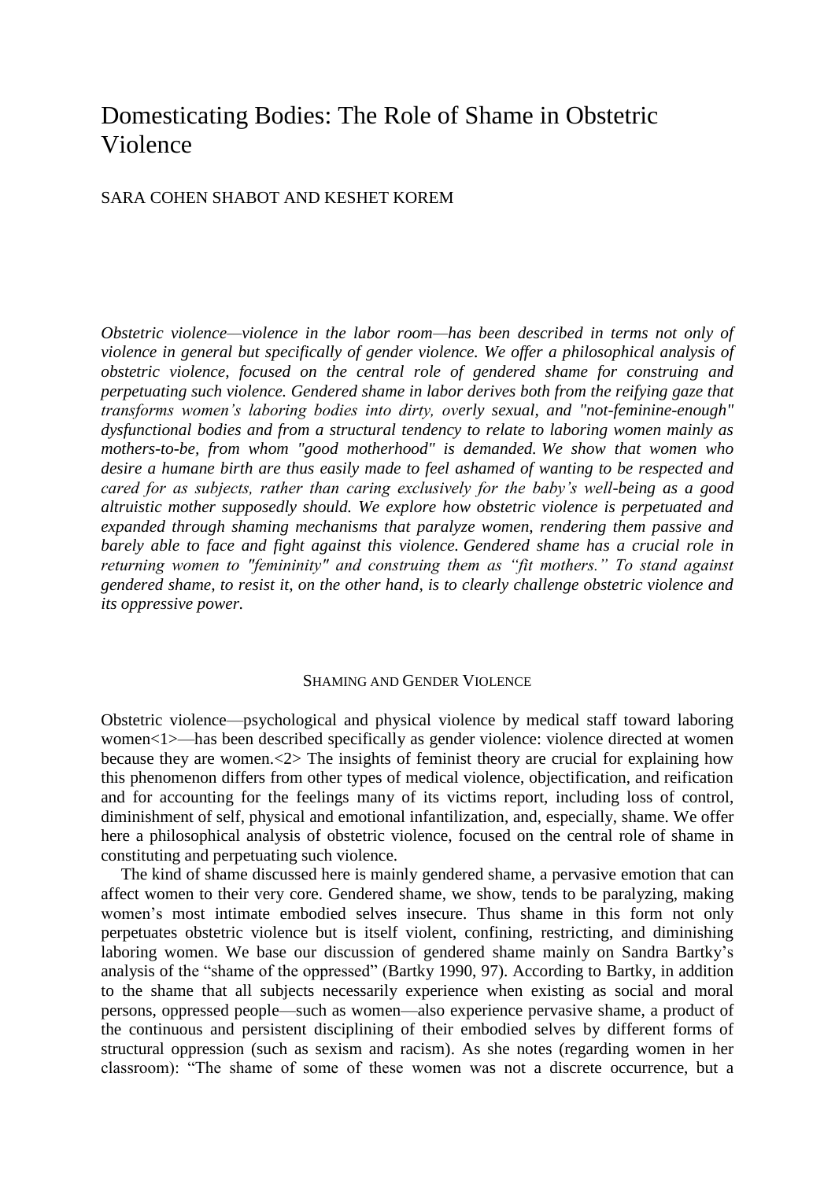# Domesticating Bodies: The Role of Shame in Obstetric Violence

SARA COHEN SHABOT AND KESHET KOREM

*Obstetric violence—violence in the labor room—has been described in terms not only of violence in general but specifically of gender violence. We offer a philosophical analysis of obstetric violence, focused on the central role of gendered shame for construing and perpetuating such violence. Gendered shame in labor derives both from the reifying gaze that transforms women's laboring bodies into dirty, overly sexual, and "not-feminine-enough" dysfunctional bodies and from a structural tendency to relate to laboring women mainly as mothers-to-be, from whom "good motherhood" is demanded. We show that women who desire a humane birth are thus easily made to feel ashamed of wanting to be respected and cared for as subjects, rather than caring exclusively for the baby's well-being as a good altruistic mother supposedly should. We explore how obstetric violence is perpetuated and expanded through shaming mechanisms that paralyze women, rendering them passive and barely able to face and fight against this violence. Gendered shame has a crucial role in returning women to "femininity" and construing them as "fit mothers." To stand against gendered shame, to resist it, on the other hand, is to clearly challenge obstetric violence and its oppressive power.*

## SHAMING AND GENDER VIOLENCE

Obstetric violence—psychological and physical violence by medical staff toward laboring women<1>—has been described specifically as gender violence: violence directed at women because they are women.<2> The insights of feminist theory are crucial for explaining how this phenomenon differs from other types of medical violence, objectification, and reification and for accounting for the feelings many of its victims report, including loss of control, diminishment of self, physical and emotional infantilization, and, especially, shame. We offer here a philosophical analysis of obstetric violence, focused on the central role of shame in constituting and perpetuating such violence.

The kind of shame discussed here is mainly gendered shame, a pervasive emotion that can affect women to their very core. Gendered shame, we show, tends to be paralyzing, making women's most intimate embodied selves insecure. Thus shame in this form not only perpetuates obstetric violence but is itself violent, confining, restricting, and diminishing laboring women. We base our discussion of gendered shame mainly on Sandra Bartky's analysis of the "shame of the oppressed" (Bartky 1990, 97). According to Bartky, in addition to the shame that all subjects necessarily experience when existing as social and moral persons, oppressed people—such as women—also experience pervasive shame, a product of the continuous and persistent disciplining of their embodied selves by different forms of structural oppression (such as sexism and racism). As she notes (regarding women in her classroom): "The shame of some of these women was not a discrete occurrence, but a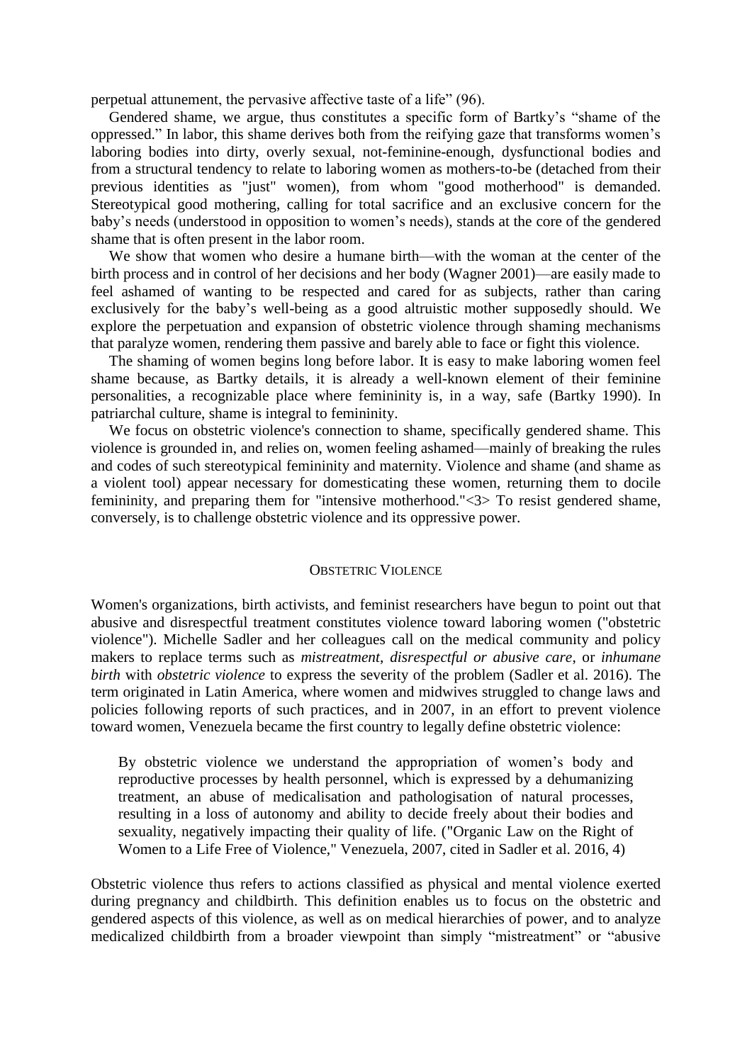perpetual attunement, the pervasive affective taste of a life" (96).

Gendered shame, we argue, thus constitutes a specific form of Bartky's "shame of the oppressed." In labor, this shame derives both from the reifying gaze that transforms women's laboring bodies into dirty, overly sexual, not-feminine-enough, dysfunctional bodies and from a structural tendency to relate to laboring women as mothers-to-be (detached from their previous identities as "just" women), from whom "good motherhood" is demanded. Stereotypical good mothering, calling for total sacrifice and an exclusive concern for the baby's needs (understood in opposition to women's needs), stands at the core of the gendered shame that is often present in the labor room.

We show that women who desire a humane birth—with the woman at the center of the birth process and in control of her decisions and her body (Wagner 2001)—are easily made to feel ashamed of wanting to be respected and cared for as subjects, rather than caring exclusively for the baby's well-being as a good altruistic mother supposedly should. We explore the perpetuation and expansion of obstetric violence through shaming mechanisms that paralyze women, rendering them passive and barely able to face or fight this violence.

The shaming of women begins long before labor. It is easy to make laboring women feel shame because, as Bartky details, it is already a well-known element of their feminine personalities, a recognizable place where femininity is, in a way, safe (Bartky 1990). In patriarchal culture, shame is integral to femininity.

We focus on obstetric violence's connection to shame, specifically gendered shame. This violence is grounded in, and relies on, women feeling ashamed—mainly of breaking the rules and codes of such stereotypical femininity and maternity. Violence and shame (and shame as a violent tool) appear necessary for domesticating these women, returning them to docile femininity, and preparing them for "intensive motherhood."<3> To resist gendered shame, conversely, is to challenge obstetric violence and its oppressive power.

## Obstetric Violence

Women's organizations, birth activists, and feminist researchers have begun to point out that abusive and disrespectful treatment constitutes violence toward laboring women ("obstetric violence"). Michelle Sadler and her colleagues call on the medical community and policy makers to replace terms such as *mistreatment*, *disrespectful or abusive care*, or *inhumane birth* with *obstetric violence* to express the severity of the problem (Sadler et al. 2016). The term originated in Latin America, where women and midwives struggled to change laws and policies following reports of such practices, and in 2007, in an effort to prevent violence toward women, Venezuela became the first country to legally define obstetric violence:

> By obstetric violence we understand the appropriation of women's body and reproductive processes by health personnel, which is expressed by a dehumanizing treatment, an abuse of medicalisation and pathologisation of natural processes, resulting in a loss of autonomy and ability to decide freely about their bodies and sexuality, negatively impacting their quality of life. ("Organic Law on the Right of Women to a Life Free of Violence," Venezuela, 2007, cited in Sadler et al. 2016, 4)

Obstetric violence thus refers to actions classified as physical and mental violence exerted during pregnancy and childbirth. This definition enables us to focus on the obstetric and gendered aspects of this violence, as well as on medical hierarchies of power, and to analyze medicalized childbirth from a broader viewpoint than simply "mistreatment" or "abusive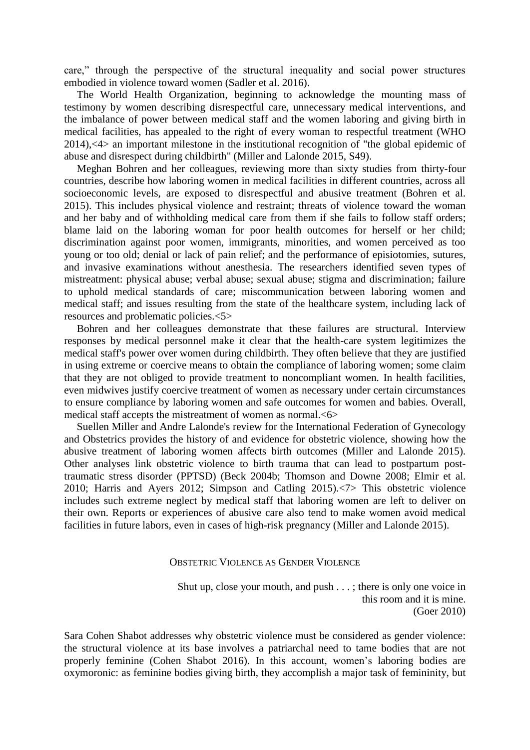care," through the perspective of the structural inequality and social power structures embodied in violence toward women (Sadler et al. 2016).

The World Health Organization, beginning to acknowledge the mounting mass of testimony by women describing disrespectful care, unnecessary medical interventions, and the imbalance of power between medical staff and the women laboring and giving birth in medical facilities, has appealed to the right of every woman to respectful treatment (WHO 2014),<4> an important milestone in the institutional recognition of "the global epidemic of abuse and disrespect during childbirth" (Miller and Lalonde 2015, S49).

Meghan Bohren and her colleagues, reviewing more than sixty studies from thirty-four countries, describe how laboring women in medical facilities in different countries, across all socioeconomic levels, are exposed to disrespectful and abusive treatment (Bohren et al. 2015). This includes physical violence and restraint; threats of violence toward the woman and her baby and of withholding medical care from them if she fails to follow staff orders; blame laid on the laboring woman for poor health outcomes for herself or her child; discrimination against poor women, immigrants, minorities, and women perceived as too young or too old; denial or lack of pain relief; and the performance of episiotomies, sutures, and invasive examinations without anesthesia. The researchers identified seven types of mistreatment: physical abuse; verbal abuse; sexual abuse; stigma and discrimination; failure to uphold medical standards of care; miscommunication between laboring women and medical staff; and issues resulting from the state of the healthcare system, including lack of resources and problematic policies.<5>

Bohren and her colleagues demonstrate that these failures are structural. Interview responses by medical personnel make it clear that the health-care system legitimizes the medical staff's power over women during childbirth. They often believe that they are justified in using extreme or coercive means to obtain the compliance of laboring women; some claim that they are not obliged to provide treatment to noncompliant women. In health facilities, even midwives justify coercive treatment of women as necessary under certain circumstances to ensure compliance by laboring women and safe outcomes for women and babies. Overall, medical staff accepts the mistreatment of women as normal.<6>

Suellen Miller and Andre Lalonde's review for the International Federation of Gynecology and Obstetrics provides the history of and evidence for obstetric violence, showing how the abusive treatment of laboring women affects birth outcomes (Miller and Lalonde 2015). Other analyses link obstetric violence to birth trauma that can lead to postpartum post-traumatic stress disorder (PPTSD) (Beck 2004b; Thomson and Downe 2008; Elmir et al. 2010; Harris and Ayers 2012; Simpson and Catling 2015).<7> This obstetric violence includes such extreme neglect by medical staff that laboring women are left to deliver on their own. Reports or experiences of abusive care also tend to make women avoid medical facilities in future labors, even in cases of high-risk pregnancy (Miller and Lalonde 2015).

## Obstetric Violence as Gender Violence

> Shut up, close your mouth, and push . . . ; there is only one voice in this room and it is mine.
> (Goer 2010)

Sara Cohen Shabot addresses why obstetric violence must be considered as gender violence: the structural violence at its base involves a patriarchal need to tame bodies that are not properly feminine (Cohen Shabot 2016). In this account, women's laboring bodies are oxymoronic: as feminine bodies giving birth, they accomplish a major task of femininity, but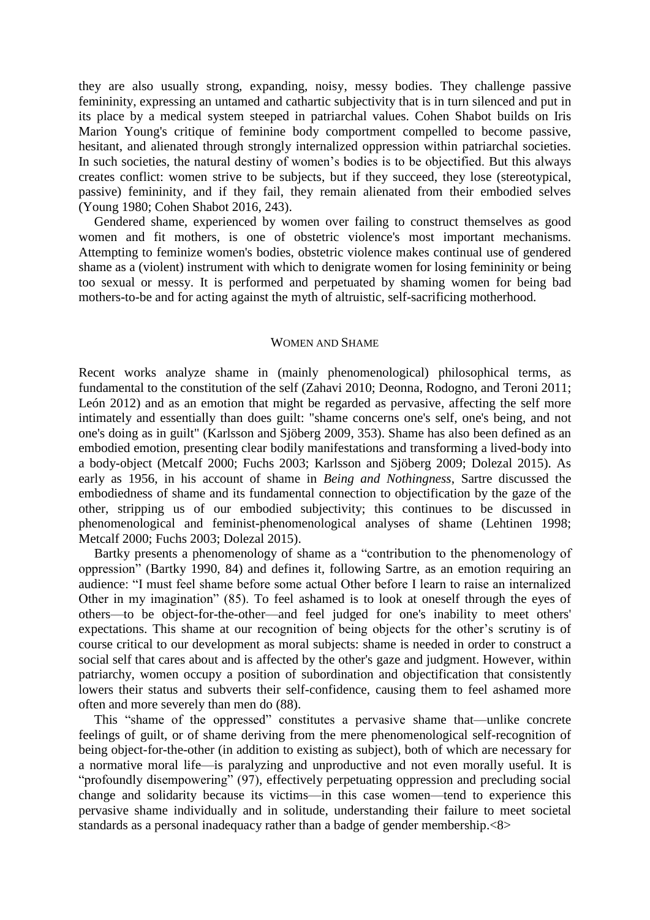they are also usually strong, expanding, noisy, messy bodies. They challenge passive femininity, expressing an untamed and cathartic subjectivity that is in turn silenced and put in its place by a medical system steeped in patriarchal values. Cohen Shabot builds on Iris Marion Young's critique of feminine body comportment compelled to become passive, hesitant, and alienated through strongly internalized oppression within patriarchal societies. In such societies, the natural destiny of women's bodies is to be objectified. But this always creates conflict: women strive to be subjects, but if they succeed, they lose (stereotypical, passive) femininity, and if they fail, they remain alienated from their embodied selves (Young 1980; Cohen Shabot 2016, 243).

Gendered shame, experienced by women over failing to construct themselves as good women and fit mothers, is one of obstetric violence's most important mechanisms. Attempting to feminize women's bodies, obstetric violence makes continual use of gendered shame as a (violent) instrument with which to denigrate women for losing femininity or being too sexual or messy. It is performed and perpetuated by shaming women for being bad mothers-to-be and for acting against the myth of altruistic, self-sacrificing motherhood.

## Women and Shame

Recent works analyze shame in (mainly phenomenological) philosophical terms, as fundamental to the constitution of the self (Zahavi 2010; Deonna, Rodogno, and Teroni 2011; León 2012) and as an emotion that might be regarded as pervasive, affecting the self more intimately and essentially than does guilt: "shame concerns one's self, one's being, and not one's doing as in guilt" (Karlsson and Sjöberg 2009, 353). Shame has also been defined as an embodied emotion, presenting clear bodily manifestations and transforming a lived-body into a body-object (Metcalf 2000; Fuchs 2003; Karlsson and Sjöberg 2009; Dolezal 2015). As early as 1956, in his account of shame in *Being and Nothingness*, Sartre discussed the embodiedness of shame and its fundamental connection to objectification by the gaze of the other, stripping us of our embodied subjectivity; this continues to be discussed in phenomenological and feminist-phenomenological analyses of shame (Lehtinen 1998; Metcalf 2000; Fuchs 2003; Dolezal 2015).

Bartky presents a phenomenology of shame as a "contribution to the phenomenology of oppression" (Bartky 1990, 84) and defines it, following Sartre, as an emotion requiring an audience: "I must feel shame before some actual Other before I learn to raise an internalized Other in my imagination" (85). To feel ashamed is to look at oneself through the eyes of others—to be object-for-the-other—and feel judged for one's inability to meet others' expectations. This shame at our recognition of being objects for the other's scrutiny is of course critical to our development as moral subjects: shame is needed in order to construct a social self that cares about and is affected by the other's gaze and judgment. However, within patriarchy, women occupy a position of subordination and objectification that consistently lowers their status and subverts their self-confidence, causing them to feel ashamed more often and more severely than men do (88).

This "shame of the oppressed" constitutes a pervasive shame that—unlike concrete feelings of guilt, or of shame deriving from the mere phenomenological self-recognition of being object-for-the-other (in addition to existing as subject), both of which are necessary for a normative moral life—is paralyzing and unproductive and not even morally useful. It is "profoundly disempowering" (97), effectively perpetuating oppression and precluding social change and solidarity because its victims—in this case women—tend to experience this pervasive shame individually and in solitude, understanding their failure to meet societal standards as a personal inadequacy rather than a badge of gender membership.<8>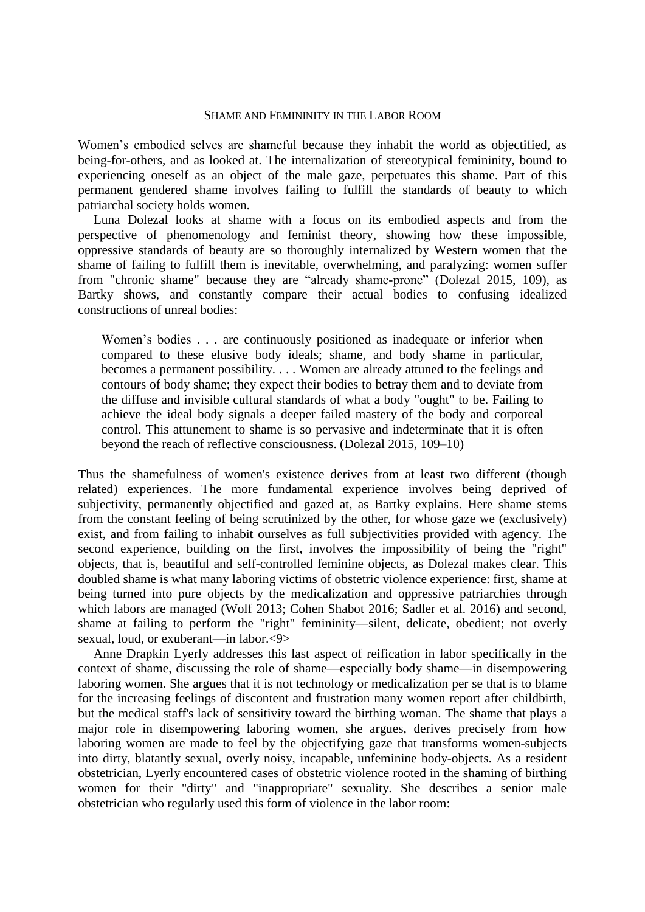## Shame and Femininity in the Labor Room

Women's embodied selves are shameful because they inhabit the world as objectified, as being-for-others, and as looked at. The internalization of stereotypical femininity, bound to experiencing oneself as an object of the male gaze, perpetuates this shame. Part of this permanent gendered shame involves failing to fulfill the standards of beauty to which patriarchal society holds women.

Luna Dolezal looks at shame with a focus on its embodied aspects and from the perspective of phenomenology and feminist theory, showing how these impossible, oppressive standards of beauty are so thoroughly internalized by Western women that the shame of failing to fulfill them is inevitable, overwhelming, and paralyzing: women suffer from "chronic shame" because they are "already shame-prone" (Dolezal 2015, 109), as Bartky shows, and constantly compare their actual bodies to confusing idealized constructions of unreal bodies:

> Women's bodies . . . are continuously positioned as inadequate or inferior when compared to these elusive body ideals; shame, and body shame in particular, becomes a permanent possibility. . . . Women are already attuned to the feelings and contours of body shame; they expect their bodies to betray them and to deviate from the diffuse and invisible cultural standards of what a body "ought" to be. Failing to achieve the ideal body signals a deeper failed mastery of the body and corporeal control. This attunement to shame is so pervasive and indeterminate that it is often beyond the reach of reflective consciousness. (Dolezal 2015, 109–10)

Thus the shamefulness of women's existence derives from at least two different (though related) experiences. The more fundamental experience involves being deprived of subjectivity, permanently objectified and gazed at, as Bartky explains. Here shame stems from the constant feeling of being scrutinized by the other, for whose gaze we (exclusively) exist, and from failing to inhabit ourselves as full subjectivities provided with agency. The second experience, building on the first, involves the impossibility of being the "right" objects, that is, beautiful and self-controlled feminine objects, as Dolezal makes clear. This doubled shame is what many laboring victims of obstetric violence experience: first, shame at being turned into pure objects by the medicalization and oppressive patriarchies through which labors are managed (Wolf 2013; Cohen Shabot 2016; Sadler et al. 2016) and second, shame at failing to perform the "right" femininity—silent, delicate, obedient; not overly sexual, loud, or exuberant—in labor.<9>

Anne Drapkin Lyerly addresses this last aspect of reification in labor specifically in the context of shame, discussing the role of shame—especially body shame—in disempowering laboring women. She argues that it is not technology or medicalization per se that is to blame for the increasing feelings of discontent and frustration many women report after childbirth, but the medical staff's lack of sensitivity toward the birthing woman. The shame that plays a major role in disempowering laboring women, she argues, derives precisely from how laboring women are made to feel by the objectifying gaze that transforms women-subjects into dirty, blatantly sexual, overly noisy, incapable, unfeminine body-objects. As a resident obstetrician, Lyerly encountered cases of obstetric violence rooted in the shaming of birthing women for their "dirty" and "inappropriate" sexuality. She describes a senior male obstetrician who regularly used this form of violence in the labor room: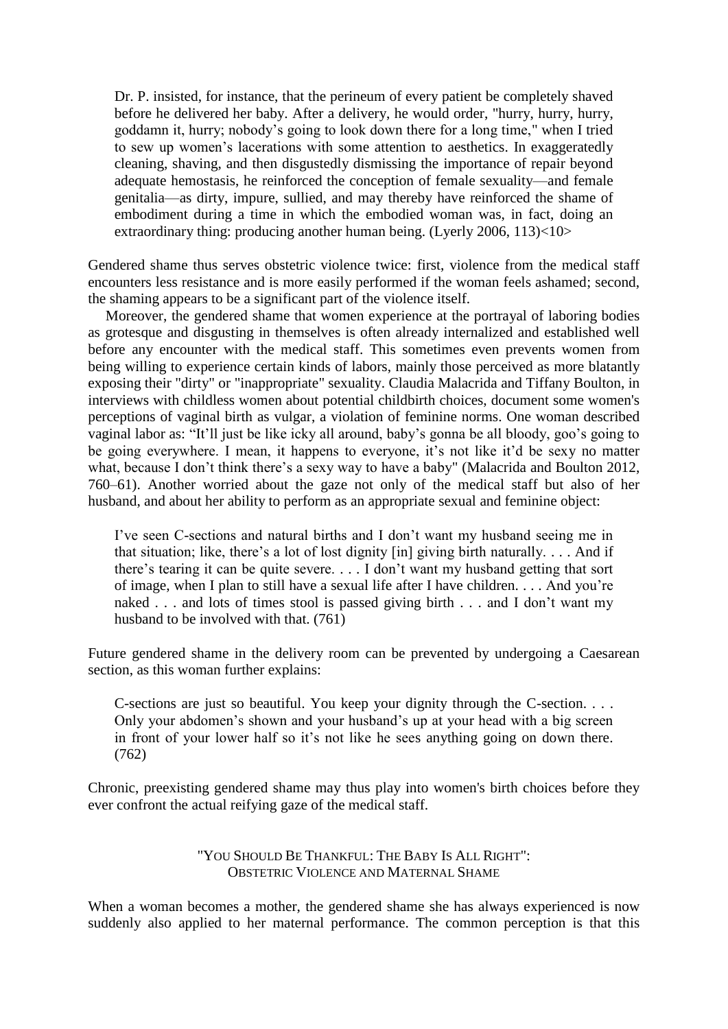> Dr. P. insisted, for instance, that the perineum of every patient be completely shaved before he delivered her baby. After a delivery, he would order, "hurry, hurry, hurry, goddamn it, hurry; nobody's going to look down there for a long time," when I tried to sew up women's lacerations with some attention to aesthetics. In exaggeratedly cleaning, shaving, and then disgustedly dismissing the importance of repair beyond adequate hemostasis, he reinforced the conception of female sexuality—and female genitalia—as dirty, impure, sullied, and may thereby have reinforced the shame of embodiment during a time in which the embodied woman was, in fact, doing an extraordinary thing: producing another human being. (Lyerly 2006, 113)<10>

Gendered shame thus serves obstetric violence twice: first, violence from the medical staff encounters less resistance and is more easily performed if the woman feels ashamed; second, the shaming appears to be a significant part of the violence itself.

Moreover, the gendered shame that women experience at the portrayal of laboring bodies as grotesque and disgusting in themselves is often already internalized and established well before any encounter with the medical staff. This sometimes even prevents women from being willing to experience certain kinds of labors, mainly those perceived as more blatantly exposing their "dirty" or "inappropriate" sexuality. Claudia Malacrida and Tiffany Boulton, in interviews with childless women about potential childbirth choices, document some women's perceptions of vaginal birth as vulgar, a violation of feminine norms. One woman described vaginal labor as: "It'll just be like icky all around, baby's gonna be all bloody, goo's going to be going everywhere. I mean, it happens to everyone, it's not like it'd be sexy no matter what, because I don't think there's a sexy way to have a baby" (Malacrida and Boulton 2012, 760–61). Another worried about the gaze not only of the medical staff but also of her husband, and about her ability to perform as an appropriate sexual and feminine object:

> I've seen C-sections and natural births and I don't want my husband seeing me in that situation; like, there's a lot of lost dignity [in] giving birth naturally. . . . And if there's tearing it can be quite severe. . . . I don't want my husband getting that sort of image, when I plan to still have a sexual life after I have children. . . . And you're naked . . . and lots of times stool is passed giving birth . . . and I don't want my husband to be involved with that. (761)

Future gendered shame in the delivery room can be prevented by undergoing a Caesarean section, as this woman further explains:

> C-sections are just so beautiful. You keep your dignity through the C-section. . . . Only your abdomen's shown and your husband's up at your head with a big screen in front of your lower half so it's not like he sees anything going on down there. (762)

Chronic, preexisting gendered shame may thus play into women's birth choices before they ever confront the actual reifying gaze of the medical staff.

## "You Should Be Thankful: The Baby Is All Right": Obstetric Violence and Maternal Shame

When a woman becomes a mother, the gendered shame she has always experienced is now suddenly also applied to her maternal performance. The common perception is that this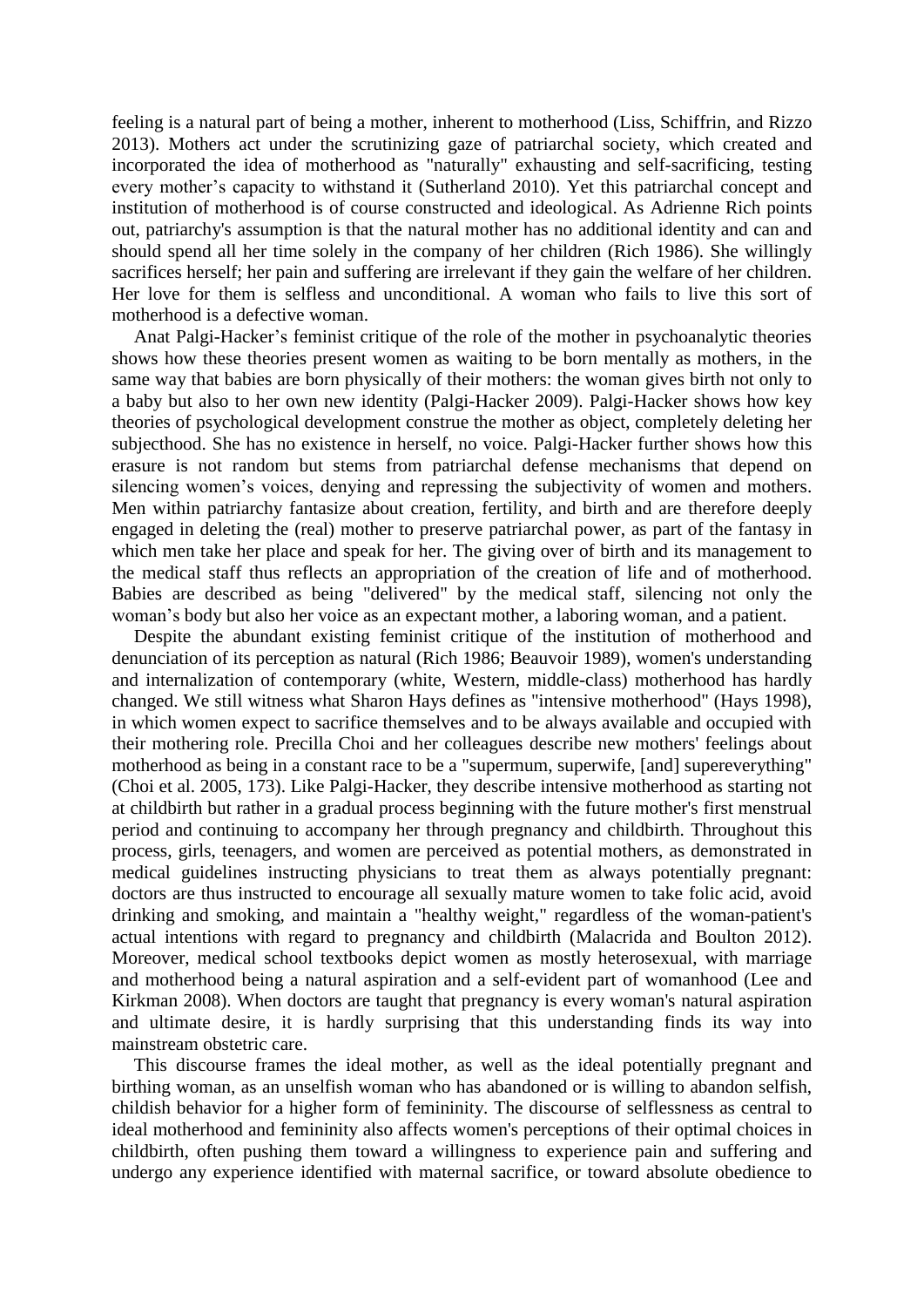feeling is a natural part of being a mother, inherent to motherhood (Liss, Schiffrin, and Rizzo 2013). Mothers act under the scrutinizing gaze of patriarchal society, which created and incorporated the idea of motherhood as "naturally" exhausting and self-sacrificing, testing every mother's capacity to withstand it (Sutherland 2010). Yet this patriarchal concept and institution of motherhood is of course constructed and ideological. As Adrienne Rich points out, patriarchy's assumption is that the natural mother has no additional identity and can and should spend all her time solely in the company of her children (Rich 1986). She willingly sacrifices herself; her pain and suffering are irrelevant if they gain the welfare of her children. Her love for them is selfless and unconditional. A woman who fails to live this sort of motherhood is a defective woman.

Anat Palgi-Hacker's feminist critique of the role of the mother in psychoanalytic theories shows how these theories present women as waiting to be born mentally as mothers, in the same way that babies are born physically of their mothers: the woman gives birth not only to a baby but also to her own new identity (Palgi-Hacker 2009). Palgi-Hacker shows how key theories of psychological development construe the mother as object, completely deleting her subjecthood. She has no existence in herself, no voice. Palgi-Hacker further shows how this erasure is not random but stems from patriarchal defense mechanisms that depend on silencing women's voices, denying and repressing the subjectivity of women and mothers. Men within patriarchy fantasize about creation, fertility, and birth and are therefore deeply engaged in deleting the (real) mother to preserve patriarchal power, as part of the fantasy in which men take her place and speak for her. The giving over of birth and its management to the medical staff thus reflects an appropriation of the creation of life and of motherhood. Babies are described as being "delivered" by the medical staff, silencing not only the woman's body but also her voice as an expectant mother, a laboring woman, and a patient.

Despite the abundant existing feminist critique of the institution of motherhood and denunciation of its perception as natural (Rich 1986; Beauvoir 1989), women's understanding and internalization of contemporary (white, Western, middle-class) motherhood has hardly changed. We still witness what Sharon Hays defines as "intensive motherhood" (Hays 1998), in which women expect to sacrifice themselves and to be always available and occupied with their mothering role. Precilla Choi and her colleagues describe new mothers' feelings about motherhood as being in a constant race to be a "supermum, superwife, [and] supereverything" (Choi et al. 2005, 173). Like Palgi-Hacker, they describe intensive motherhood as starting not at childbirth but rather in a gradual process beginning with the future mother's first menstrual period and continuing to accompany her through pregnancy and childbirth. Throughout this process, girls, teenagers, and women are perceived as potential mothers, as demonstrated in medical guidelines instructing physicians to treat them as always potentially pregnant: doctors are thus instructed to encourage all sexually mature women to take folic acid, avoid drinking and smoking, and maintain a "healthy weight," regardless of the woman-patient's actual intentions with regard to pregnancy and childbirth (Malacrida and Boulton 2012). Moreover, medical school textbooks depict women as mostly heterosexual, with marriage and motherhood being a natural aspiration and a self-evident part of womanhood (Lee and Kirkman 2008). When doctors are taught that pregnancy is every woman's natural aspiration and ultimate desire, it is hardly surprising that this understanding finds its way into mainstream obstetric care.

This discourse frames the ideal mother, as well as the ideal potentially pregnant and birthing woman, as an unselfish woman who has abandoned or is willing to abandon selfish, childish behavior for a higher form of femininity. The discourse of selflessness as central to ideal motherhood and femininity also affects women's perceptions of their optimal choices in childbirth, often pushing them toward a willingness to experience pain and suffering and undergo any experience identified with maternal sacrifice, or toward absolute obedience to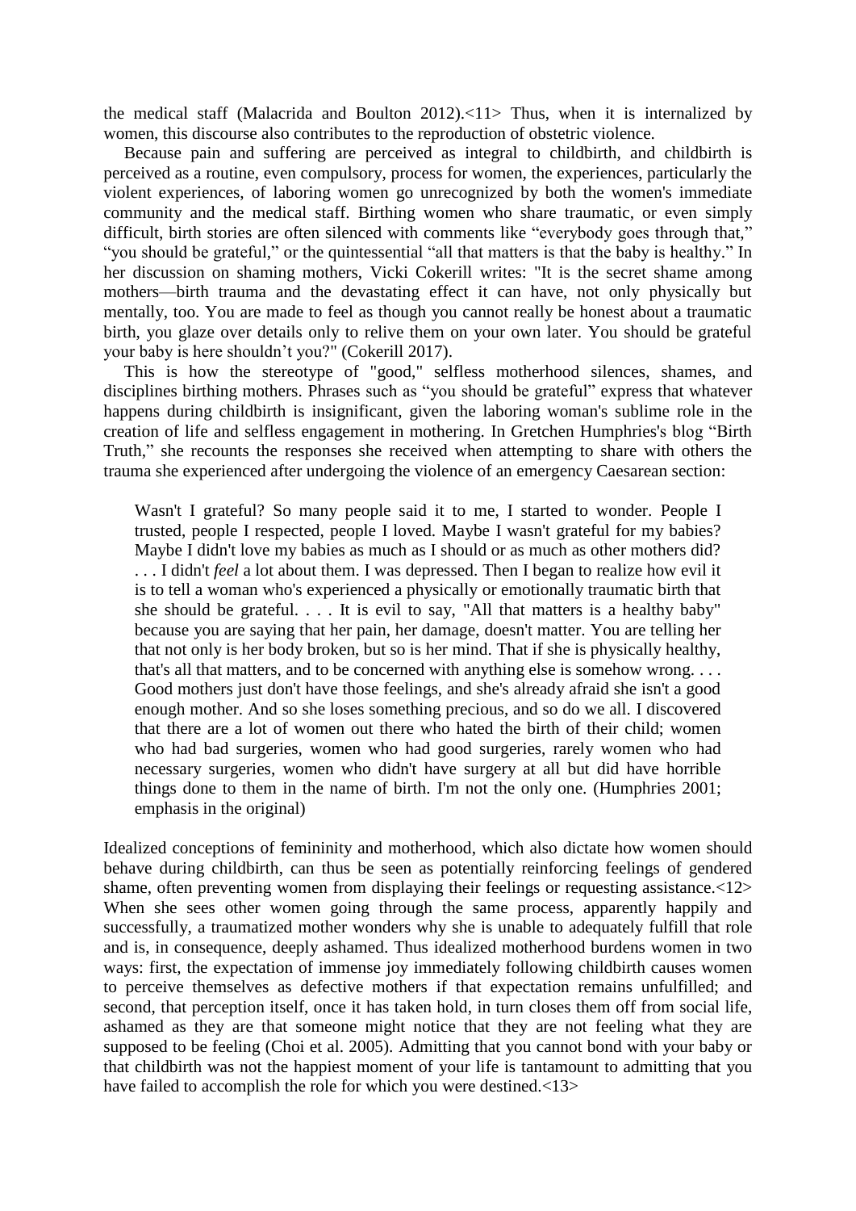the medical staff (Malacrida and Boulton 2012).<11> Thus, when it is internalized by women, this discourse also contributes to the reproduction of obstetric violence.

Because pain and suffering are perceived as integral to childbirth, and childbirth is perceived as a routine, even compulsory, process for women, the experiences, particularly the violent experiences, of laboring women go unrecognized by both the women's immediate community and the medical staff. Birthing women who share traumatic, or even simply difficult, birth stories are often silenced with comments like "everybody goes through that," "you should be grateful," or the quintessential "all that matters is that the baby is healthy." In her discussion on shaming mothers, Vicki Cokerill writes: "It is the secret shame among mothers—birth trauma and the devastating effect it can have, not only physically but mentally, too. You are made to feel as though you cannot really be honest about a traumatic birth, you glaze over details only to relive them on your own later. You should be grateful your baby is here shouldn't you?" (Cokerill 2017).

This is how the stereotype of "good," selfless motherhood silences, shames, and disciplines birthing mothers. Phrases such as "you should be grateful" express that whatever happens during childbirth is insignificant, given the laboring woman's sublime role in the creation of life and selfless engagement in mothering. In Gretchen Humphries's blog "Birth Truth," she recounts the responses she received when attempting to share with others the trauma she experienced after undergoing the violence of an emergency Caesarean section:

> Wasn't I grateful? So many people said it to me, I started to wonder. People I trusted, people I respected, people I loved. Maybe I wasn't grateful for my babies? Maybe I didn't love my babies as much as I should or as much as other mothers did? . . . I didn't *feel* a lot about them. I was depressed. Then I began to realize how evil it is to tell a woman who's experienced a physically or emotionally traumatic birth that she should be grateful. . . . It is evil to say, "All that matters is a healthy baby" because you are saying that her pain, her damage, doesn't matter. You are telling her that not only is her body broken, but so is her mind. That if she is physically healthy, that's all that matters, and to be concerned with anything else is somehow wrong. . . . Good mothers just don't have those feelings, and she's already afraid she isn't a good enough mother. And so she loses something precious, and so do we all. I discovered that there are a lot of women out there who hated the birth of their child; women who had bad surgeries, women who had good surgeries, rarely women who had necessary surgeries, women who didn't have surgery at all but did have horrible things done to them in the name of birth. I'm not the only one. (Humphries 2001; emphasis in the original)

Idealized conceptions of femininity and motherhood, which also dictate how women should behave during childbirth, can thus be seen as potentially reinforcing feelings of gendered shame, often preventing women from displaying their feelings or requesting assistance.<12> When she sees other women going through the same process, apparently happily and successfully, a traumatized mother wonders why she is unable to adequately fulfill that role and is, in consequence, deeply ashamed. Thus idealized motherhood burdens women in two ways: first, the expectation of immense joy immediately following childbirth causes women to perceive themselves as defective mothers if that expectation remains unfulfilled; and second, that perception itself, once it has taken hold, in turn closes them off from social life, ashamed as they are that someone might notice that they are not feeling what they are supposed to be feeling (Choi et al. 2005). Admitting that you cannot bond with your baby or that childbirth was not the happiest moment of your life is tantamount to admitting that you have failed to accomplish the role for which you were destined.<13>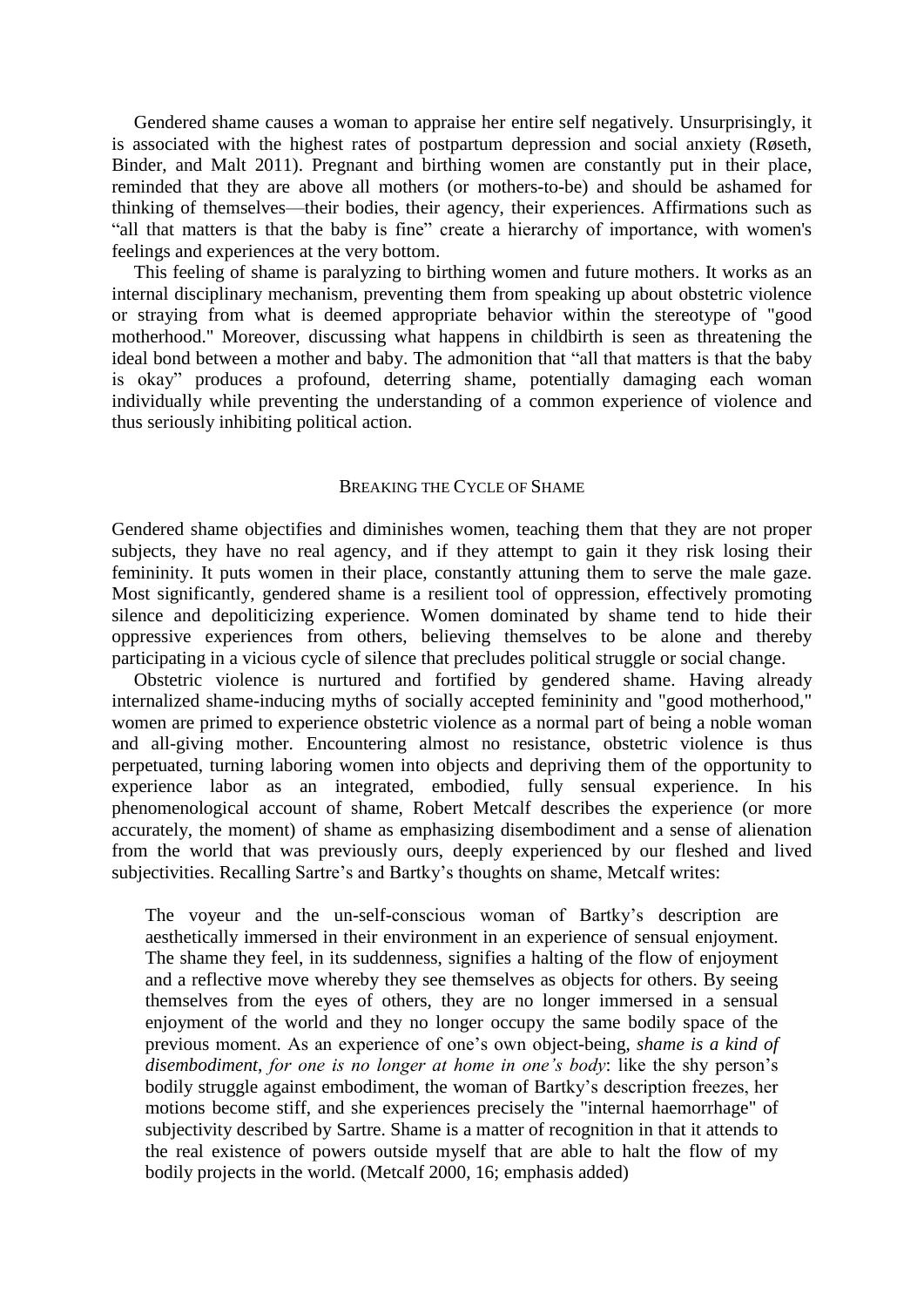Gendered shame causes a woman to appraise her entire self negatively. Unsurprisingly, it is associated with the highest rates of postpartum depression and social anxiety (Røseth, Binder, and Malt 2011). Pregnant and birthing women are constantly put in their place, reminded that they are above all mothers (or mothers-to-be) and should be ashamed for thinking of themselves—their bodies, their agency, their experiences. Affirmations such as "all that matters is that the baby is fine" create a hierarchy of importance, with women's feelings and experiences at the very bottom.

This feeling of shame is paralyzing to birthing women and future mothers. It works as an internal disciplinary mechanism, preventing them from speaking up about obstetric violence or straying from what is deemed appropriate behavior within the stereotype of "good motherhood." Moreover, discussing what happens in childbirth is seen as threatening the ideal bond between a mother and baby. The admonition that "all that matters is that the baby is okay" produces a profound, deterring shame, potentially damaging each woman individually while preventing the understanding of a common experience of violence and thus seriously inhibiting political action.

## Breaking the Cycle of Shame

Gendered shame objectifies and diminishes women, teaching them that they are not proper subjects, they have no real agency, and if they attempt to gain it they risk losing their femininity. It puts women in their place, constantly attuning them to serve the male gaze. Most significantly, gendered shame is a resilient tool of oppression, effectively promoting silence and depoliticizing experience. Women dominated by shame tend to hide their oppressive experiences from others, believing themselves to be alone and thereby participating in a vicious cycle of silence that precludes political struggle or social change.

Obstetric violence is nurtured and fortified by gendered shame. Having already internalized shame-inducing myths of socially accepted femininity and "good motherhood," women are primed to experience obstetric violence as a normal part of being a noble woman and all-giving mother. Encountering almost no resistance, obstetric violence is thus perpetuated, turning laboring women into objects and depriving them of the opportunity to experience labor as an integrated, embodied, fully sensual experience. In his phenomenological account of shame, Robert Metcalf describes the experience (or more accurately, the moment) of shame as emphasizing disembodiment and a sense of alienation from the world that was previously ours, deeply experienced by our fleshed and lived subjectivities. Recalling Sartre's and Bartky's thoughts on shame, Metcalf writes:

> The voyeur and the un-self-conscious woman of Bartky's description are aesthetically immersed in their environment in an experience of sensual enjoyment. The shame they feel, in its suddenness, signifies a halting of the flow of enjoyment and a reflective move whereby they see themselves as objects for others. By seeing themselves from the eyes of others, they are no longer immersed in a sensual enjoyment of the world and they no longer occupy the same bodily space of the previous moment. As an experience of one's own object-being, *shame is a kind of disembodiment*, *for one is no longer at home in one's body*: like the shy person's bodily struggle against embodiment, the woman of Bartky's description freezes, her motions become stiff, and she experiences precisely the "internal haemorrhage" of subjectivity described by Sartre. Shame is a matter of recognition in that it attends to the real existence of powers outside myself that are able to halt the flow of my bodily projects in the world. (Metcalf 2000, 16; emphasis added)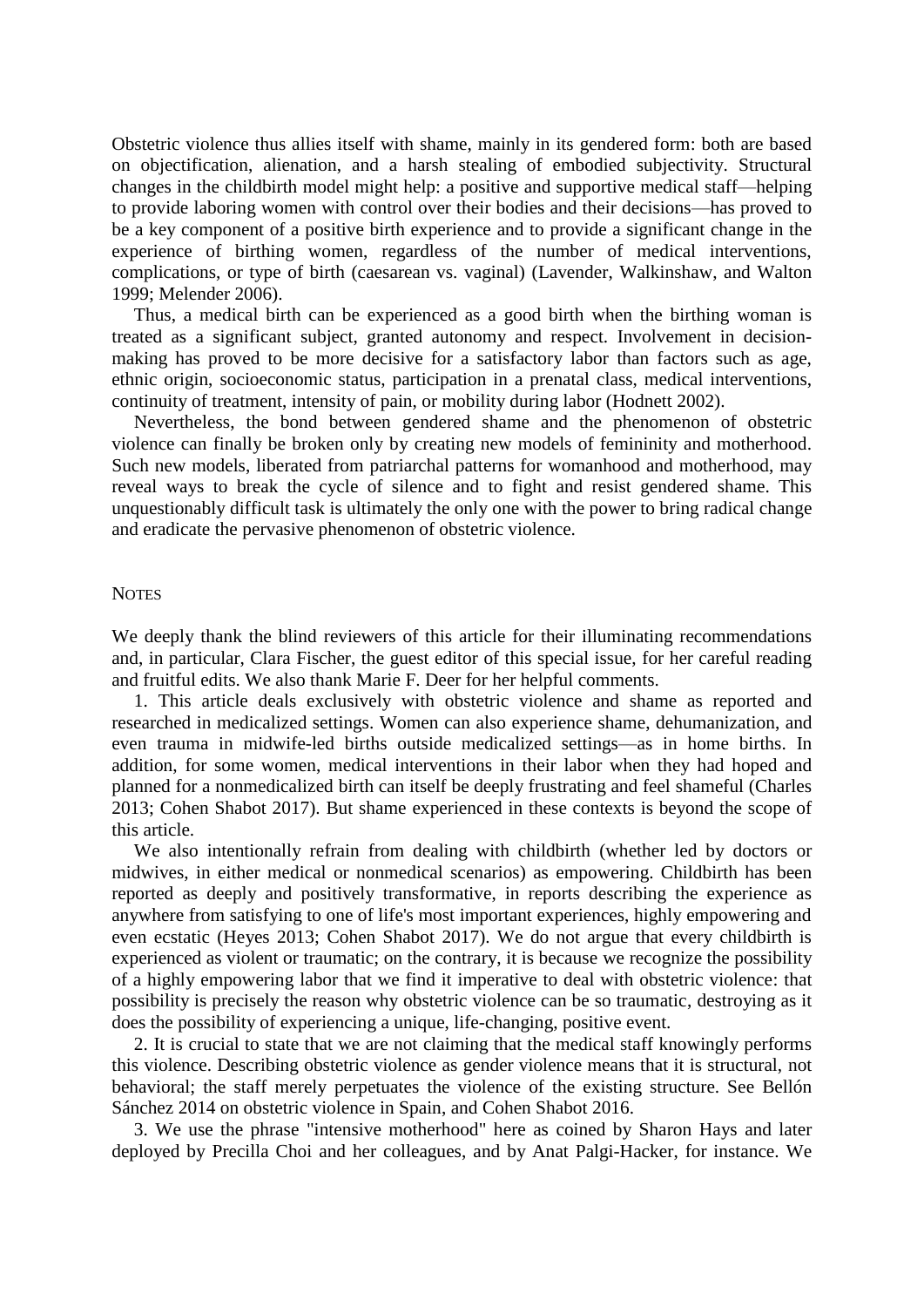Obstetric violence thus allies itself with shame, mainly in its gendered form: both are based on objectification, alienation, and a harsh stealing of embodied subjectivity. Structural changes in the childbirth model might help: a positive and supportive medical staff—helping to provide laboring women with control over their bodies and their decisions—has proved to be a key component of a positive birth experience and to provide a significant change in the experience of birthing women, regardless of the number of medical interventions, complications, or type of birth (caesarean vs. vaginal) (Lavender, Walkinshaw, and Walton 1999; Melender 2006).

Thus, a medical birth can be experienced as a good birth when the birthing woman is treated as a significant subject, granted autonomy and respect. Involvement in decision-making has proved to be more decisive for a satisfactory labor than factors such as age, ethnic origin, socioeconomic status, participation in a prenatal class, medical interventions, continuity of treatment, intensity of pain, or mobility during labor (Hodnett 2002).

Nevertheless, the bond between gendered shame and the phenomenon of obstetric violence can finally be broken only by creating new models of femininity and motherhood. Such new models, liberated from patriarchal patterns for womanhood and motherhood, may reveal ways to break the cycle of silence and to fight and resist gendered shame. This unquestionably difficult task is ultimately the only one with the power to bring radical change and eradicate the pervasive phenomenon of obstetric violence.

## NOTES

We deeply thank the blind reviewers of this article for their illuminating recommendations and, in particular, Clara Fischer, the guest editor of this special issue, for her careful reading and fruitful edits. We also thank Marie F. Deer for her helpful comments.

1. This article deals exclusively with obstetric violence and shame as reported and researched in medicalized settings. Women can also experience shame, dehumanization, and even trauma in midwife-led births outside medicalized settings—as in home births. In addition, for some women, medical interventions in their labor when they had hoped and planned for a nonmedicalized birth can itself be deeply frustrating and feel shameful (Charles 2013; Cohen Shabot 2017). But shame experienced in these contexts is beyond the scope of this article.

We also intentionally refrain from dealing with childbirth (whether led by doctors or midwives, in either medical or nonmedical scenarios) as empowering. Childbirth has been reported as deeply and positively transformative, in reports describing the experience as anywhere from satisfying to one of life's most important experiences, highly empowering and even ecstatic (Heyes 2013; Cohen Shabot 2017). We do not argue that every childbirth is experienced as violent or traumatic; on the contrary, it is because we recognize the possibility of a highly empowering labor that we find it imperative to deal with obstetric violence: that possibility is precisely the reason why obstetric violence can be so traumatic, destroying as it does the possibility of experiencing a unique, life-changing, positive event.

2. It is crucial to state that we are not claiming that the medical staff knowingly performs this violence. Describing obstetric violence as gender violence means that it is structural, not behavioral; the staff merely perpetuates the violence of the existing structure. See Bellón Sánchez 2014 on obstetric violence in Spain, and Cohen Shabot 2016.

3. We use the phrase "intensive motherhood" here as coined by Sharon Hays and later deployed by Precilla Choi and her colleagues, and by Anat Palgi-Hacker, for instance. We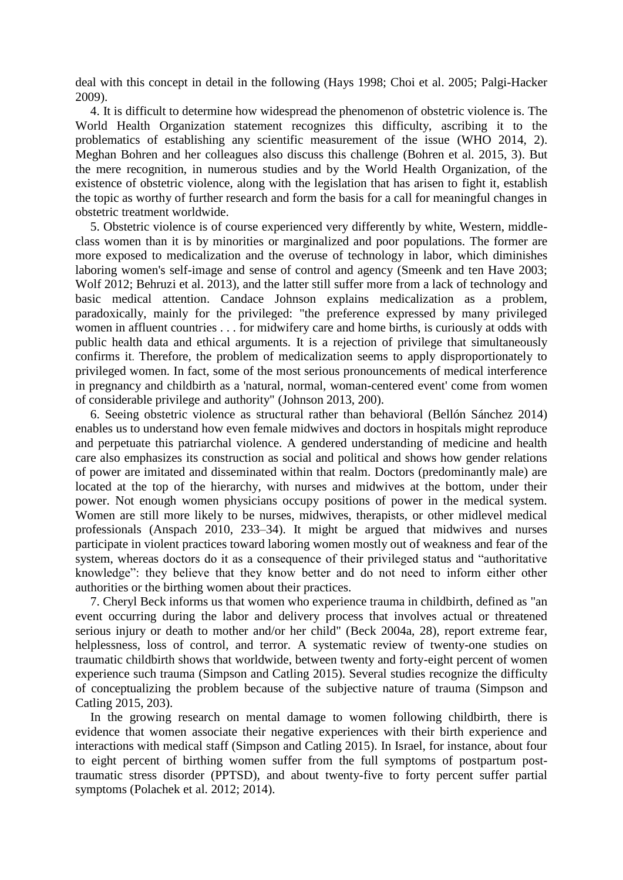deal with this concept in detail in the following (Hays 1998; Choi et al. 2005; Palgi-Hacker 2009).

4. It is difficult to determine how widespread the phenomenon of obstetric violence is. The World Health Organization statement recognizes this difficulty, ascribing it to the problematics of establishing any scientific measurement of the issue (WHO 2014, 2). Meghan Bohren and her colleagues also discuss this challenge (Bohren et al. 2015, 3). But the mere recognition, in numerous studies and by the World Health Organization, of the existence of obstetric violence, along with the legislation that has arisen to fight it, establish the topic as worthy of further research and form the basis for a call for meaningful changes in obstetric treatment worldwide.

5. Obstetric violence is of course experienced very differently by white, Western, middle-class women than it is by minorities or marginalized and poor populations. The former are more exposed to medicalization and the overuse of technology in labor, which diminishes laboring women's self-image and sense of control and agency (Smeenk and ten Have 2003; Wolf 2012; Behruzi et al. 2013), and the latter still suffer more from a lack of technology and basic medical attention. Candace Johnson explains medicalization as a problem, paradoxically, mainly for the privileged: "the preference expressed by many privileged women in affluent countries . . . for midwifery care and home births, is curiously at odds with public health data and ethical arguments. It is a rejection of privilege that simultaneously confirms it. Therefore, the problem of medicalization seems to apply disproportionately to privileged women. In fact, some of the most serious pronouncements of medical interference in pregnancy and childbirth as a 'natural, normal, woman-centered event' come from women of considerable privilege and authority" (Johnson 2013, 200).

6. Seeing obstetric violence as structural rather than behavioral (Bellón Sánchez 2014) enables us to understand how even female midwives and doctors in hospitals might reproduce and perpetuate this patriarchal violence. A gendered understanding of medicine and health care also emphasizes its construction as social and political and shows how gender relations of power are imitated and disseminated within that realm. Doctors (predominantly male) are located at the top of the hierarchy, with nurses and midwives at the bottom, under their power. Not enough women physicians occupy positions of power in the medical system. Women are still more likely to be nurses, midwives, therapists, or other midlevel medical professionals (Anspach 2010, 233–34). It might be argued that midwives and nurses participate in violent practices toward laboring women mostly out of weakness and fear of the system, whereas doctors do it as a consequence of their privileged status and "authoritative knowledge": they believe that they know better and do not need to inform either other authorities or the birthing women about their practices.

7. Cheryl Beck informs us that women who experience trauma in childbirth, defined as "an event occurring during the labor and delivery process that involves actual or threatened serious injury or death to mother and/or her child" (Beck 2004a, 28), report extreme fear, helplessness, loss of control, and terror. A systematic review of twenty-one studies on traumatic childbirth shows that worldwide, between twenty and forty-eight percent of women experience such trauma (Simpson and Catling 2015). Several studies recognize the difficulty of conceptualizing the problem because of the subjective nature of trauma (Simpson and Catling 2015, 203).

In the growing research on mental damage to women following childbirth, there is evidence that women associate their negative experiences with their birth experience and interactions with medical staff (Simpson and Catling 2015). In Israel, for instance, about four to eight percent of birthing women suffer from the full symptoms of postpartum post-traumatic stress disorder (PPTSD), and about twenty-five to forty percent suffer partial symptoms (Polachek et al. 2012; 2014).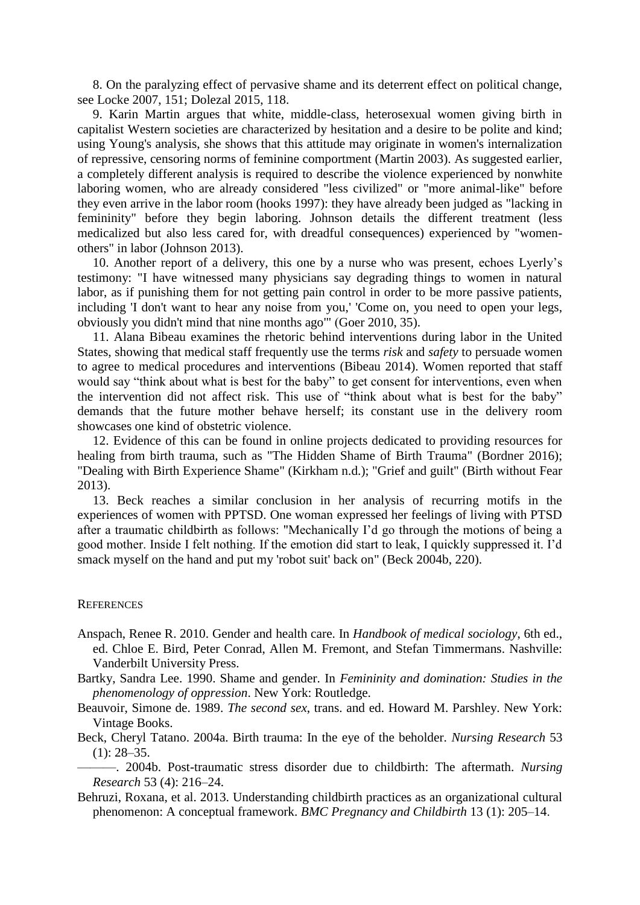8. On the paralyzing effect of pervasive shame and its deterrent effect on political change, see Locke 2007, 151; Dolezal 2015, 118.

9. Karin Martin argues that white, middle-class, heterosexual women giving birth in capitalist Western societies are characterized by hesitation and a desire to be polite and kind; using Young's analysis, she shows that this attitude may originate in women's internalization of repressive, censoring norms of feminine comportment (Martin 2003). As suggested earlier, a completely different analysis is required to describe the violence experienced by nonwhite laboring women, who are already considered "less civilized" or "more animal-like" before they even arrive in the labor room (hooks 1997): they have already been judged as "lacking in femininity" before they begin laboring. Johnson details the different treatment (less medicalized but also less cared for, with dreadful consequences) experienced by "women-others" in labor (Johnson 2013).

10. Another report of a delivery, this one by a nurse who was present, echoes Lyerly's testimony: "I have witnessed many physicians say degrading things to women in natural labor, as if punishing them for not getting pain control in order to be more passive patients, including 'I don't want to hear any noise from you,' 'Come on, you need to open your legs, obviously you didn't mind that nine months ago'" (Goer 2010, 35).

11. Alana Bibeau examines the rhetoric behind interventions during labor in the United States, showing that medical staff frequently use the terms *risk* and *safety* to persuade women to agree to medical procedures and interventions (Bibeau 2014). Women reported that staff would say "think about what is best for the baby" to get consent for interventions, even when the intervention did not affect risk. This use of "think about what is best for the baby" demands that the future mother behave herself; its constant use in the delivery room showcases one kind of obstetric violence.

12. Evidence of this can be found in online projects dedicated to providing resources for healing from birth trauma, such as "The Hidden Shame of Birth Trauma" (Bordner 2016); "Dealing with Birth Experience Shame" (Kirkham n.d.); "Grief and guilt" (Birth without Fear 2013).

13. Beck reaches a similar conclusion in her analysis of recurring motifs in the experiences of women with PPTSD. One woman expressed her feelings of living with PTSD after a traumatic childbirth as follows: "Mechanically I'd go through the motions of being a good mother. Inside I felt nothing. If the emotion did start to leak, I quickly suppressed it. I'd smack myself on the hand and put my 'robot suit' back on" (Beck 2004b, 220).

## References

Anspach, Renee R. 2010. Gender and health care. In *Handbook of medical sociology*, 6th ed., ed. Chloe E. Bird, Peter Conrad, Allen M. Fremont, and Stefan Timmermans. Nashville: Vanderbilt University Press.

Bartky, Sandra Lee. 1990. Shame and gender. In *Femininity and domination: Studies in the phenomenology of oppression*. New York: Routledge.

Beauvoir, Simone de. 1989. *The second sex*, trans. and ed. Howard M. Parshley. New York: Vintage Books.

Beck, Cheryl Tatano. 2004a. Birth trauma: In the eye of the beholder. *Nursing Research* 53 (1): 28–35.

———. 2004b. Post-traumatic stress disorder due to childbirth: The aftermath. *Nursing Research* 53 (4): 216–24.

Behruzi, Roxana, et al. 2013. Understanding childbirth practices as an organizational cultural phenomenon: A conceptual framework. *BMC Pregnancy and Childbirth* 13 (1): 205–14.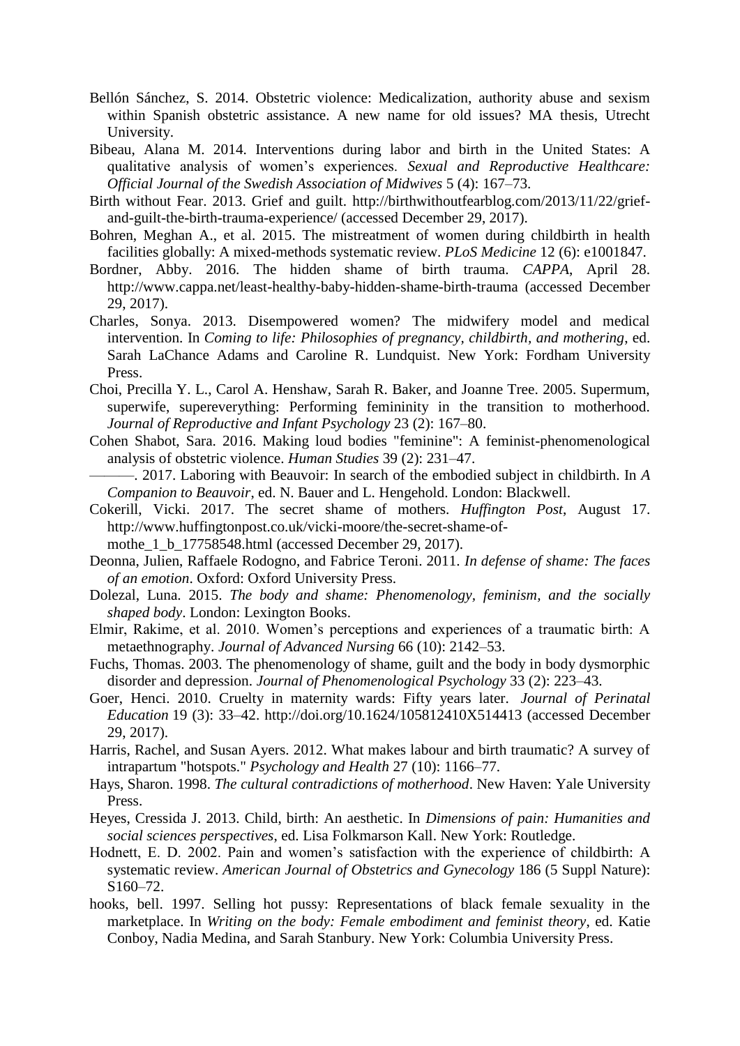Bellón Sánchez, S. 2014. Obstetric violence: Medicalization, authority abuse and sexism within Spanish obstetric assistance. A new name for old issues? MA thesis, Utrecht University.

Bibeau, Alana M. 2014. Interventions during labor and birth in the United States: A qualitative analysis of women's experiences. *Sexual and Reproductive Healthcare: Official Journal of the Swedish Association of Midwives* 5 (4): 167–73.

Birth without Fear. 2013. Grief and guilt. http://birthwithoutfearblog.com/2013/11/22/grief-and-guilt-the-birth-trauma-experience/ (accessed December 29, 2017).

Bohren, Meghan A., et al. 2015. The mistreatment of women during childbirth in health facilities globally: A mixed-methods systematic review. *PLoS Medicine* 12 (6): e1001847.

Bordner, Abby. 2016. The hidden shame of birth trauma. *CAPPA*, April 28. http://www.cappa.net/least-healthy-baby-hidden-shame-birth-trauma (accessed December 29, 2017).

Charles, Sonya. 2013. Disempowered women? The midwifery model and medical intervention. In *Coming to life: Philosophies of pregnancy, childbirth, and mothering*, ed. Sarah LaChance Adams and Caroline R. Lundquist. New York: Fordham University Press.

Choi, Precilla Y. L., Carol A. Henshaw, Sarah R. Baker, and Joanne Tree. 2005. Supermum, superwife, supereverything: Performing femininity in the transition to motherhood. *Journal of Reproductive and Infant Psychology* 23 (2): 167–80.

Cohen Shabot, Sara. 2016. Making loud bodies "feminine": A feminist-phenomenological analysis of obstetric violence. *Human Studies* 39 (2): 231–47.

———. 2017. Laboring with Beauvoir: In search of the embodied subject in childbirth. In *A Companion to Beauvoir*, ed. N. Bauer and L. Hengehold. London: Blackwell.

Cokerill, Vicki. 2017. The secret shame of mothers. *Huffington Post*, August 17. http://www.huffingtonpost.co.uk/vicki-moore/the-secret-shame-of-mothe_1_b_17758548.html (accessed December 29, 2017).

Deonna, Julien, Raffaele Rodogno, and Fabrice Teroni. 2011. *In defense of shame: The faces of an emotion*. Oxford: Oxford University Press.

Dolezal, Luna. 2015. *The body and shame: Phenomenology, feminism, and the socially shaped body*. London: Lexington Books.

Elmir, Rakime, et al. 2010. Women's perceptions and experiences of a traumatic birth: A metaethnography. *Journal of Advanced Nursing* 66 (10): 2142–53.

Fuchs, Thomas. 2003. The phenomenology of shame, guilt and the body in body dysmorphic disorder and depression. *Journal of Phenomenological Psychology* 33 (2): 223–43.

Goer, Henci. 2010. Cruelty in maternity wards: Fifty years later. *Journal of Perinatal Education* 19 (3): 33–42. http://doi.org/10.1624/105812410X514413 (accessed December 29, 2017).

Harris, Rachel, and Susan Ayers. 2012. What makes labour and birth traumatic? A survey of intrapartum "hotspots." *Psychology and Health* 27 (10): 1166–77.

Hays, Sharon. 1998. *The cultural contradictions of motherhood*. New Haven: Yale University Press.

Heyes, Cressida J. 2013. Child, birth: An aesthetic. In *Dimensions of pain: Humanities and social sciences perspectives*, ed. Lisa Folkmarson Kall. New York: Routledge.

Hodnett, E. D. 2002. Pain and women's satisfaction with the experience of childbirth: A systematic review. *American Journal of Obstetrics and Gynecology* 186 (5 Suppl Nature): S160–72.

hooks, bell. 1997. Selling hot pussy: Representations of black female sexuality in the marketplace. In *Writing on the body: Female embodiment and feminist theory*, ed. Katie Conboy, Nadia Medina, and Sarah Stanbury. New York: Columbia University Press.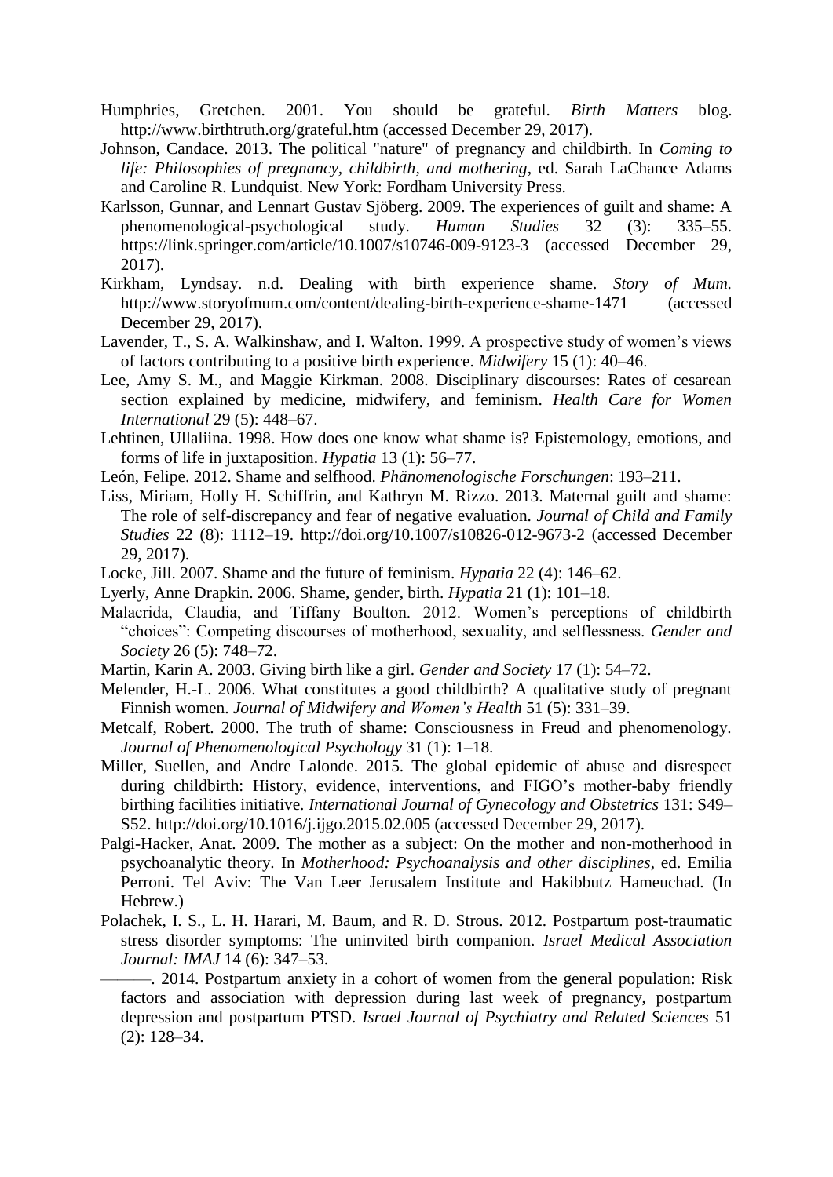Humphries, Gretchen. 2001. You should be grateful. *Birth Matters* blog. http://www.birthtruth.org/grateful.htm (accessed December 29, 2017).

Johnson, Candace. 2013. The political "nature" of pregnancy and childbirth. In *Coming to life: Philosophies of pregnancy, childbirth, and mothering*, ed. Sarah LaChance Adams and Caroline R. Lundquist. New York: Fordham University Press.

Karlsson, Gunnar, and Lennart Gustav Sjöberg. 2009. The experiences of guilt and shame: A phenomenological-psychological study. *Human Studies* 32 (3): 335–55. https://link.springer.com/article/10.1007/s10746-009-9123-3 (accessed December 29, 2017).

Kirkham, Lyndsay. n.d. Dealing with birth experience shame. *Story of Mum.* http://www.storyofmum.com/content/dealing-birth-experience-shame-1471 (accessed December 29, 2017).

Lavender, T., S. A. Walkinshaw, and I. Walton. 1999. A prospective study of women's views of factors contributing to a positive birth experience. *Midwifery* 15 (1): 40–46.

Lee, Amy S. M., and Maggie Kirkman. 2008. Disciplinary discourses: Rates of cesarean section explained by medicine, midwifery, and feminism. *Health Care for Women International* 29 (5): 448–67.

Lehtinen, Ullaliina. 1998. How does one know what shame is? Epistemology, emotions, and forms of life in juxtaposition. *Hypatia* 13 (1): 56–77.

León, Felipe. 2012. Shame and selfhood. *Phänomenologische Forschungen*: 193–211.

Liss, Miriam, Holly H. Schiffrin, and Kathryn M. Rizzo. 2013. Maternal guilt and shame: The role of self-discrepancy and fear of negative evaluation. *Journal of Child and Family Studies* 22 (8): 1112–19. http://doi.org/10.1007/s10826-012-9673-2 (accessed December 29, 2017).

Locke, Jill. 2007. Shame and the future of feminism. *Hypatia* 22 (4): 146–62.

Lyerly, Anne Drapkin. 2006. Shame, gender, birth. *Hypatia* 21 (1): 101–18.

Malacrida, Claudia, and Tiffany Boulton. 2012. Women's perceptions of childbirth "choices": Competing discourses of motherhood, sexuality, and selflessness. *Gender and Society* 26 (5): 748–72.

Martin, Karin A. 2003. Giving birth like a girl. *Gender and Society* 17 (1): 54–72.

Melender, H.-L. 2006. What constitutes a good childbirth? A qualitative study of pregnant Finnish women. *Journal of Midwifery and Women's Health* 51 (5): 331–39.

Metcalf, Robert. 2000. The truth of shame: Consciousness in Freud and phenomenology. *Journal of Phenomenological Psychology* 31 (1): 1–18.

Miller, Suellen, and Andre Lalonde. 2015. The global epidemic of abuse and disrespect during childbirth: History, evidence, interventions, and FIGO's mother-baby friendly birthing facilities initiative. *International Journal of Gynecology and Obstetrics* 131: S49–S52. http://doi.org/10.1016/j.ijgo.2015.02.005 (accessed December 29, 2017).

Palgi-Hacker, Anat. 2009. The mother as a subject: On the mother and non-motherhood in psychoanalytic theory. In *Motherhood: Psychoanalysis and other disciplines*, ed. Emilia Perroni. Tel Aviv: The Van Leer Jerusalem Institute and Hakibbutz Hameuchad. (In Hebrew.)

Polachek, I. S., L. H. Harari, M. Baum, and R. D. Strous. 2012. Postpartum post-traumatic stress disorder symptoms: The uninvited birth companion. *Israel Medical Association Journal: IMAJ* 14 (6): 347–53.

———. 2014. Postpartum anxiety in a cohort of women from the general population: Risk factors and association with depression during last week of pregnancy, postpartum depression and postpartum PTSD. *Israel Journal of Psychiatry and Related Sciences* 51 (2): 128–34.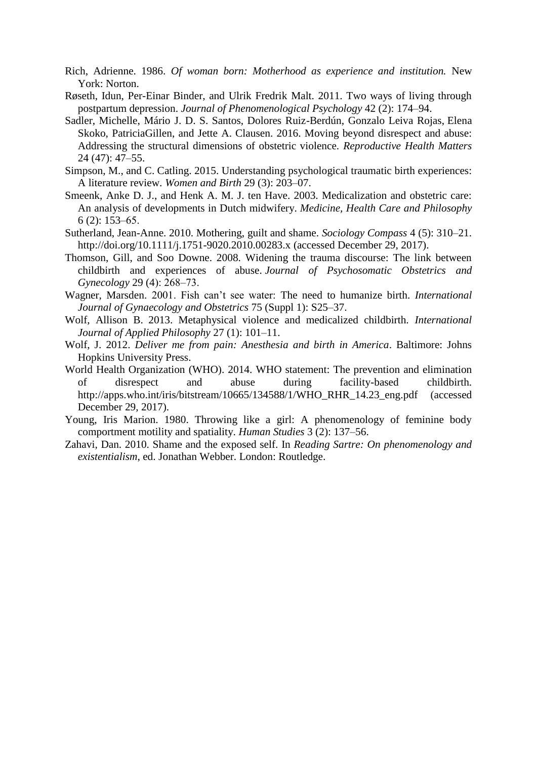Rich, Adrienne. 1986. *Of woman born: Motherhood as experience and institution.* New York: Norton.

Røseth, Idun, Per-Einar Binder, and Ulrik Fredrik Malt. 2011. Two ways of living through postpartum depression. *Journal of Phenomenological Psychology* 42 (2): 174–94.

Sadler, Michelle, Mário J. D. S. Santos, Dolores Ruiz-Berdún, Gonzalo Leiva Rojas, Elena Skoko, PatriciaGillen, and Jette A. Clausen. 2016. Moving beyond disrespect and abuse: Addressing the structural dimensions of obstetric violence. *Reproductive Health Matters* 24 (47): 47–55.

Simpson, M., and C. Catling. 2015. Understanding psychological traumatic birth experiences: A literature review. *Women and Birth* 29 (3): 203–07.

Smeenk, Anke D. J., and Henk A. M. J. ten Have. 2003. Medicalization and obstetric care: An analysis of developments in Dutch midwifery. *Medicine, Health Care and Philosophy* 6 (2): 153–65.

Sutherland, Jean-Anne. 2010. Mothering, guilt and shame. *Sociology Compass* 4 (5): 310–21. http://doi.org/10.1111/j.1751-9020.2010.00283.x (accessed December 29, 2017).

Thomson, Gill, and Soo Downe. 2008. Widening the trauma discourse: The link between childbirth and experiences of abuse. *Journal of Psychosomatic Obstetrics and Gynecology* 29 (4): 268–73.

Wagner, Marsden. 2001. Fish can't see water: The need to humanize birth. *International Journal of Gynaecology and Obstetrics* 75 (Suppl 1): S25–37.

Wolf, Allison B. 2013. Metaphysical violence and medicalized childbirth. *International Journal of Applied Philosophy* 27 (1): 101–11.

Wolf, J. 2012. *Deliver me from pain: Anesthesia and birth in America*. Baltimore: Johns Hopkins University Press.

World Health Organization (WHO). 2014. WHO statement: The prevention and elimination of disrespect and abuse during facility-based childbirth. http://apps.who.int/iris/bitstream/10665/134588/1/WHO_RHR_14.23_eng.pdf (accessed December 29, 2017).

Young, Iris Marion. 1980. Throwing like a girl: A phenomenology of feminine body comportment motility and spatiality. *Human Studies* 3 (2): 137–56.

Zahavi, Dan. 2010. Shame and the exposed self. In *Reading Sartre: On phenomenology and existentialism*, ed. Jonathan Webber. London: Routledge.